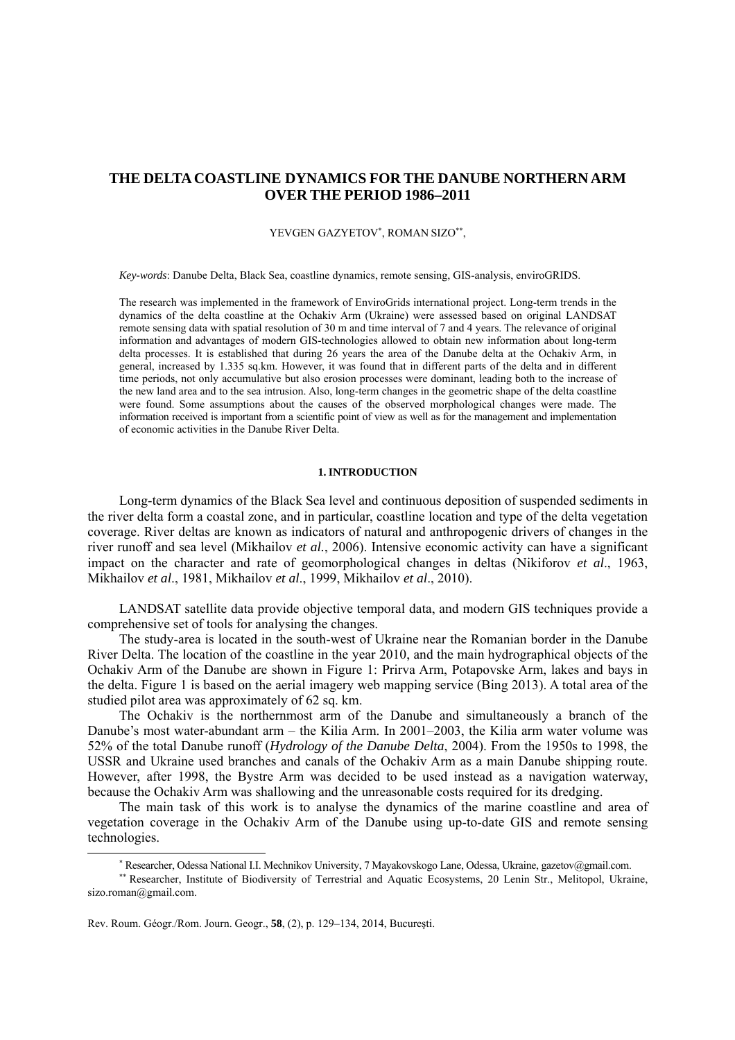# THE DELTA COASTLINE DYNAMICS FOR THE DANUBE NORTHERN ARM OVER THE PERIOD 1986–2011

YEVGEN GAZYETOV[*], ROMAN SIZO[**],

*Key-words*: Danube Delta, Black Sea, coastline dynamics, remote sensing, GIS-analysis, enviroGRIDS.

The research was implemented in the framework of EnviroGrids international project. Long-term trends in the dynamics of the delta coastline at the Ochakiv Arm (Ukraine) were assessed based on original LANDSAT remote sensing data with spatial resolution of 30 m and time interval of 7 and 4 years. The relevance of original information and advantages of modern GIS-technologies allowed to obtain new information about long-term delta processes. It is established that during 26 years the area of the Danube delta at the Ochakiv Arm, in general, increased by 1.335 sq.km. However, it was found that in different parts of the delta and in different time periods, not only accumulative but also erosion processes were dominant, leading both to the increase of the new land area and to the sea intrusion. Also, long-term changes in the geometric shape of the delta coastline were found. Some assumptions about the causes of the observed morphological changes were made. The information received is important from a scientific point of view as well as for the management and implementation of economic activities in the Danube River Delta.

## 1. INTRODUCTION

Long-term dynamics of the Black Sea level and continuous deposition of suspended sediments in the river delta form a coastal zone, and in particular, coastline location and type of the delta vegetation coverage. River deltas are known as indicators of natural and anthropogenic drivers of changes in the river runoff and sea level (Mikhailov *et al.*, 2006). Intensive economic activity can have a significant impact on the character and rate of geomorphological changes in deltas (Nikiforov *et al*., 1963, Mikhailov *et al*., 1981, Mikhailov *et al*., 1999, Mikhailov *et al*., 2010).

LANDSAT satellite data provide objective temporal data, and modern GIS techniques provide a comprehensive set of tools for analysing the changes.

The study-area is located in the south-west of Ukraine near the Romanian border in the Danube River Delta. The location of the coastline in the year 2010, and the main hydrographical objects of the Ochakiv Arm of the Danube are shown in Figure 1: Prirva Arm, Potapovske Arm, lakes and bays in the delta. Figure 1 is based on the aerial imagery web mapping service (Bing 2013). A total area of the studied pilot area was approximately of 62 sq. km.

The Ochakiv is the northernmost arm of the Danube and simultaneously a branch of the Danube's most water-abundant arm – the Kilia Arm. In 2001–2003, the Kilia arm water volume was 52% of the total Danube runoff (*Hydrology of the Danube Delta*, 2004). From the 1950s to 1998, the USSR and Ukraine used branches and canals of the Ochakiv Arm as a main Danube shipping route. However, after 1998, the Bystre Arm was decided to be used instead as a navigation waterway, because the Ochakiv Arm was shallowing and the unreasonable costs required for its dredging.

The main task of this work is to analyse the dynamics of the marine coastline and area of vegetation coverage in the Ochakiv Arm of the Danube using up-to-date GIS and remote sensing technologies.

[*] Researcher, Odessa National I.I. Mechnikov University, 7 Mayakovskogo Lane, Odessa, Ukraine, gazetov@gmail.com.

[**] Researcher, Institute of Biodiversity of Terrestrial and Aquatic Ecosystems, 20 Lenin Str., Melitopol, Ukraine, sizo.roman@gmail.com.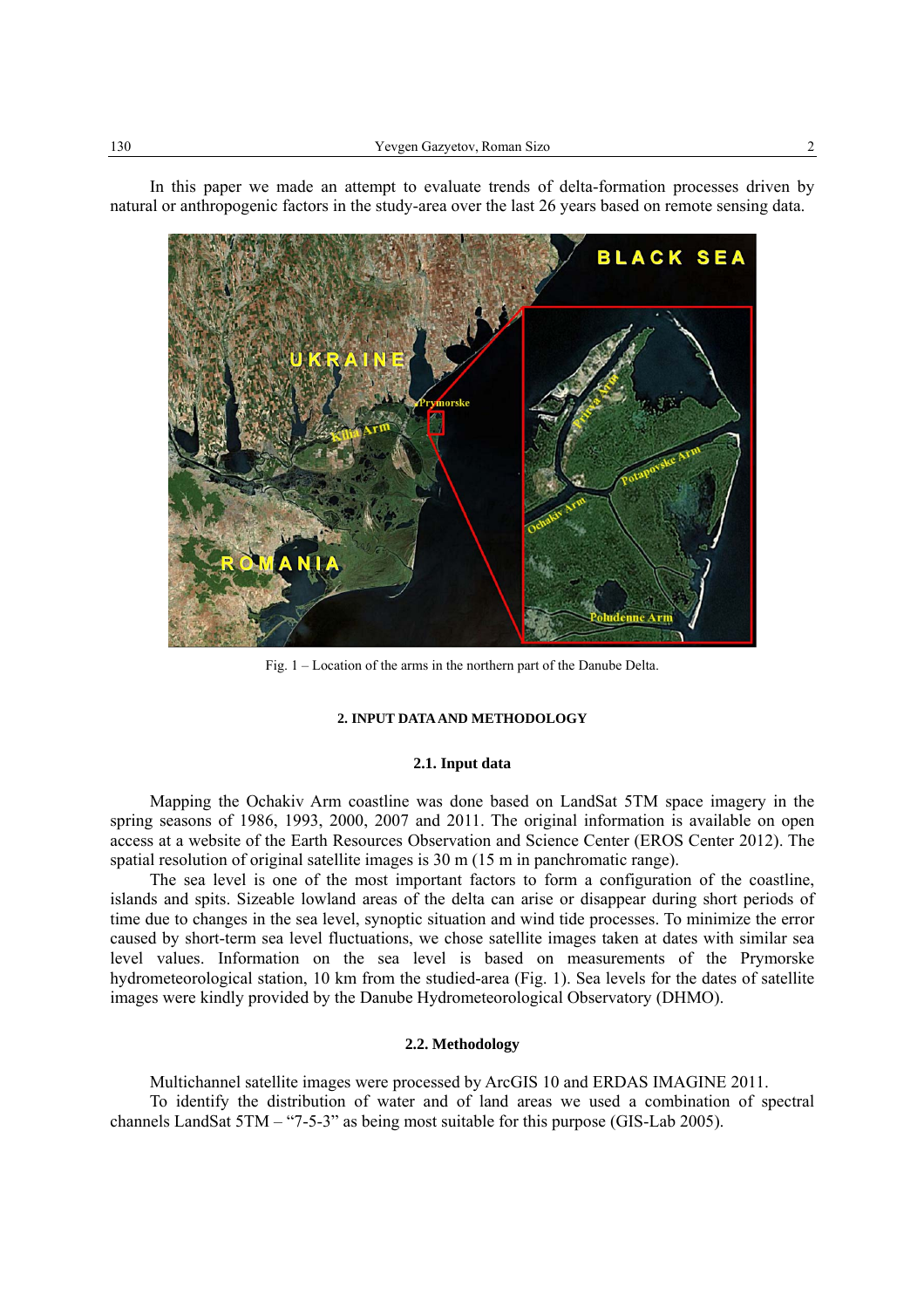In this paper we made an attempt to evaluate trends of delta-formation processes driven by natural or anthropogenic factors in the study-area over the last 26 years based on remote sensing data.

Fig. 1 – Location of the arms in the northern part of the Danube Delta.

## 2. INPUT DATA AND METHODOLOGY

### 2.1. Input data

Mapping the Ochakiv Arm coastline was done based on LandSat 5TM space imagery in the spring seasons of 1986, 1993, 2000, 2007 and 2011. The original information is available on open access at a website of the Earth Resources Observation and Science Center (EROS Center 2012). The spatial resolution of original satellite images is 30 m (15 m in panchromatic range).

The sea level is one of the most important factors to form a configuration of the coastline, islands and spits. Sizeable lowland areas of the delta can arise or disappear during short periods of time due to changes in the sea level, synoptic situation and wind tide processes. To minimize the error caused by short-term sea level fluctuations, we chose satellite images taken at dates with similar sea level values. Information on the sea level is based on measurements of the Prymorske hydrometeorological station, 10 km from the studied-area (Fig. 1). Sea levels for the dates of satellite images were kindly provided by the Danube Hydrometeorological Observatory (DHMO).

### 2.2. Methodology

Multichannel satellite images were processed by ArcGIS 10 and ERDAS IMAGINE 2011.

To identify the distribution of water and of land areas we used a combination of spectral channels LandSat 5TM – "7-5-3" as being most suitable for this purpose (GIS-Lab 2005).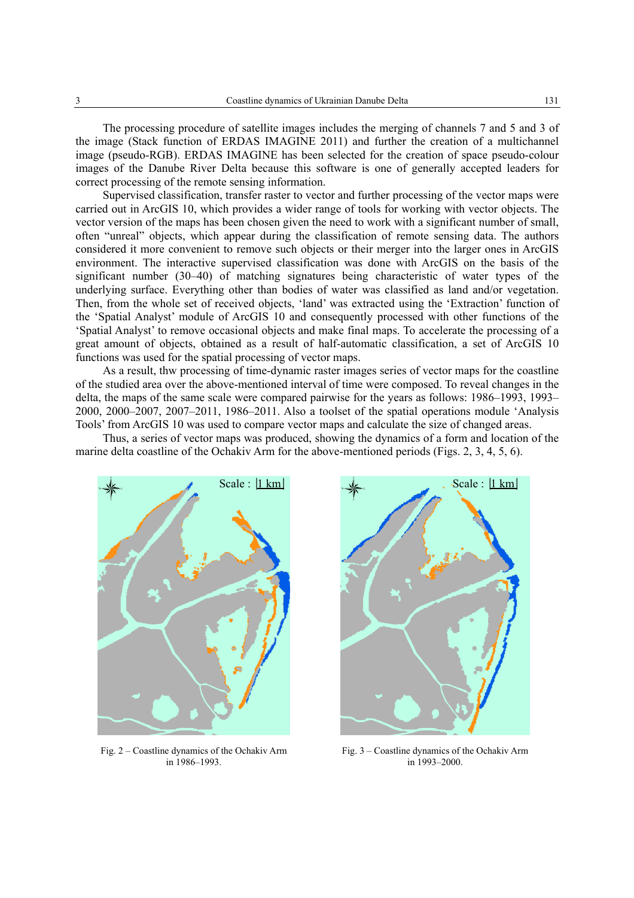The processing procedure of satellite images includes the merging of channels 7 and 5 and 3 of the image (Stack function of ERDAS IMAGINE 2011) and further the creation of a multichannel image (pseudo-RGB). ERDAS IMAGINE has been selected for the creation of space pseudo-colour images of the Danube River Delta because this software is one of generally accepted leaders for correct processing of the remote sensing information.

Supervised classification, transfer raster to vector and further processing of the vector maps were carried out in ArcGIS 10, which provides a wider range of tools for working with vector objects. The vector version of the maps has been chosen given the need to work with a significant number of small, often "unreal" objects, which appear during the classification of remote sensing data. The authors considered it more convenient to remove such objects or their merger into the larger ones in ArcGIS environment. The interactive supervised classification was done with ArcGIS on the basis of the significant number (30–40) of matching signatures being characteristic of water types of the underlying surface. Everything other than bodies of water was classified as land and/or vegetation. Then, from the whole set of received objects, 'land' was extracted using the 'Extraction' function of the 'Spatial Analyst' module of ArcGIS 10 and consequently processed with other functions of the 'Spatial Analyst' to remove occasional objects and make final maps. To accelerate the processing of a great amount of objects, obtained as a result of half-automatic classification, a set of ArcGIS 10 functions was used for the spatial processing of vector maps.

As a result, thw processing of time-dynamic raster images series of vector maps for the coastline of the studied area over the above-mentioned interval of time were composed. To reveal changes in the delta, the maps of the same scale were compared pairwise for the years as follows: 1986–1993, 1993–2000, 2000–2007, 2007–2011, 1986–2011. Also a toolset of the spatial operations module 'Analysis Tools' from ArcGIS 10 was used to compare vector maps and calculate the size of changed areas.

Thus, a series of vector maps was produced, showing the dynamics of a form and location of the marine delta coastline of the Ochakiv Arm for the above-mentioned periods (Figs. 2, 3, 4, 5, 6).

Scale : 1 km

Fig. 2 – Coastline dynamics of the Ochakiv Arm in 1986–1993.

Scale : 1 km

Fig. 3 – Coastline dynamics of the Ochakiv Arm in 1993–2000.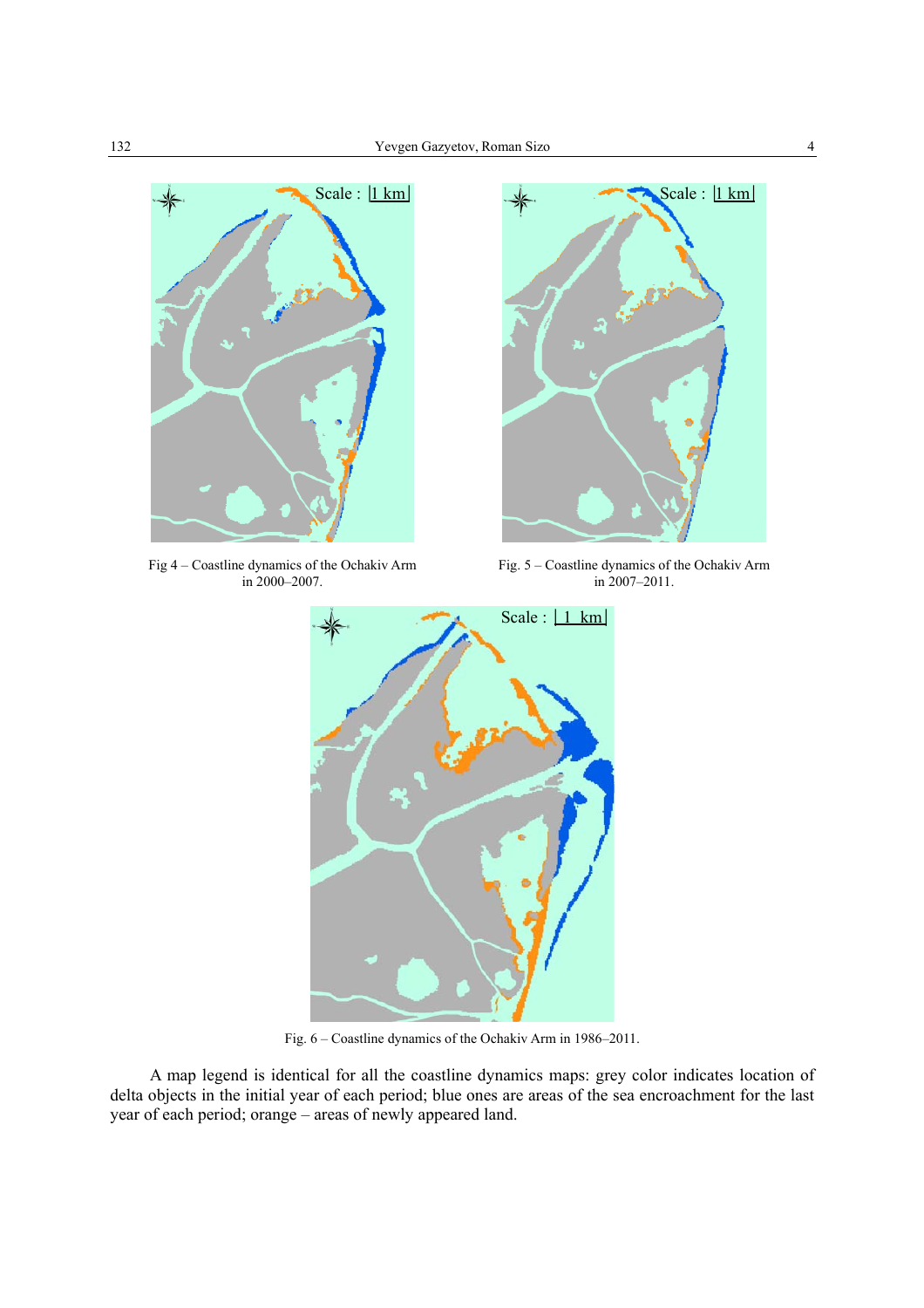Fig 4 – Coastline dynamics of the Ochakiv Arm in 2000–2007.

Fig. 5 – Coastline dynamics of the Ochakiv Arm in 2007–2011.

Fig. 6 – Coastline dynamics of the Ochakiv Arm in 1986–2011.

A map legend is identical for all the coastline dynamics maps: grey color indicates location of delta objects in the initial year of each period; blue ones are areas of the sea encroachment for the last year of each period; orange – areas of newly appeared land.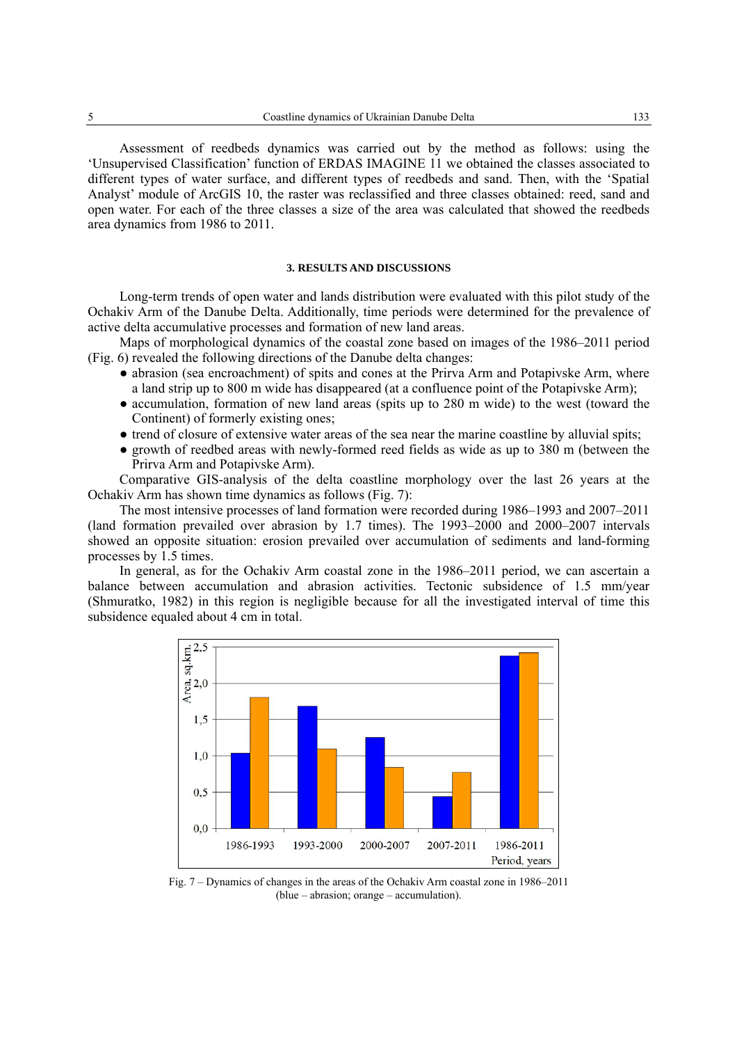Assessment of reedbeds dynamics was carried out by the method as follows: using the 'Unsupervised Classification' function of ERDAS IMAGINE 11 we obtained the classes associated to different types of water surface, and different types of reedbeds and sand. Then, with the 'Spatial Analyst' module of ArcGIS 10, the raster was reclassified and three classes obtained: reed, sand and open water. For each of the three classes a size of the area was calculated that showed the reedbeds area dynamics from 1986 to 2011.

## 3. RESULTS AND DISCUSSIONS

Long-term trends of open water and lands distribution were evaluated with this pilot study of the Ochakiv Arm of the Danube Delta. Additionally, time periods were determined for the prevalence of active delta accumulative processes and formation of new land areas.

Maps of morphological dynamics of the coastal zone based on images of the 1986–2011 period (Fig. 6) revealed the following directions of the Danube delta changes:

- abrasion (sea encroachment) of spits and cones at the Prirva Arm and Potapivske Arm, where a land strip up to 800 m wide has disappeared (at a confluence point of the Potapivske Arm);
- accumulation, formation of new land areas (spits up to 280 m wide) to the west (toward the Continent) of formerly existing ones;
- trend of closure of extensive water areas of the sea near the marine coastline by alluvial spits;
- growth of reedbed areas with newly-formed reed fields as wide as up to 380 m (between the Prirva Arm and Potapivske Arm).

Comparative GIS-analysis of the delta coastline morphology over the last 26 years at the Ochakiv Arm has shown time dynamics as follows (Fig. 7):

The most intensive processes of land formation were recorded during 1986–1993 and 2007–2011 (land formation prevailed over abrasion by 1.7 times). The 1993–2000 and 2000–2007 intervals showed an opposite situation: erosion prevailed over accumulation of sediments and land-forming processes by 1.5 times.

In general, as for the Ochakiv Arm coastal zone in the 1986–2011 period, we can ascertain a balance between accumulation and abrasion activities. Tectonic subsidence of 1.5 mm/year (Shmuratko, 1982) in this region is negligible because for all the investigated interval of time this subsidence equaled about 4 cm in total.

Fig. 7 – Dynamics of changes in the areas of the Ochakiv Arm coastal zone in 1986–2011 (blue – abrasion; orange – accumulation).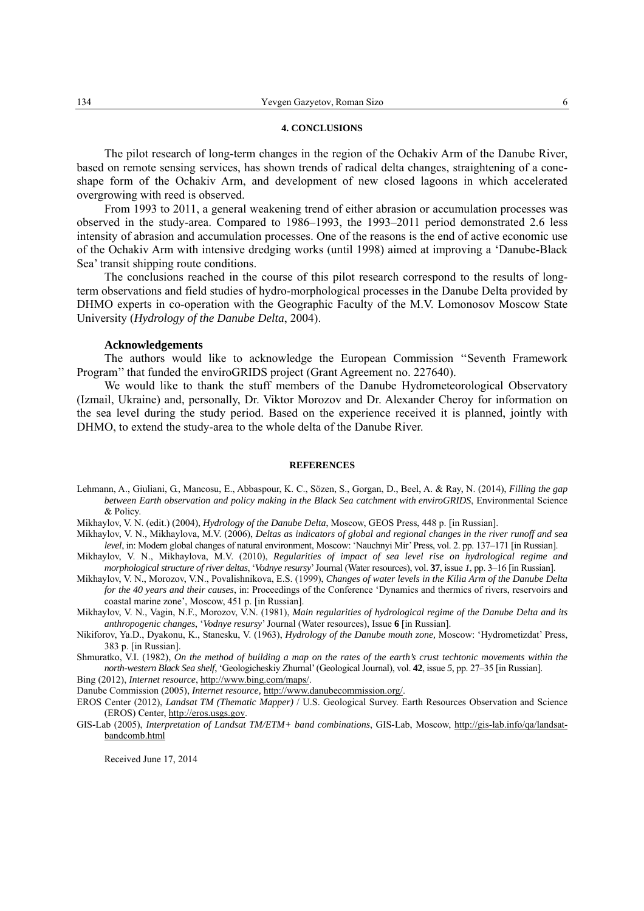## 4. CONCLUSIONS

The pilot research of long-term changes in the region of the Ochakiv Arm of the Danube River, based on remote sensing services, has shown trends of radical delta changes, straightening of a cone-shape form of the Ochakiv Arm, and development of new closed lagoons in which accelerated overgrowing with reed is observed.

From 1993 to 2011, a general weakening trend of either abrasion or accumulation processes was observed in the study-area. Compared to 1986–1993, the 1993–2011 period demonstrated 2.6 less intensity of abrasion and accumulation processes. One of the reasons is the end of active economic use of the Ochakiv Arm with intensive dredging works (until 1998) aimed at improving a 'Danube-Black Sea' transit shipping route conditions.

The conclusions reached in the course of this pilot research correspond to the results of long-term observations and field studies of hydro-morphological processes in the Danube Delta provided by DHMO experts in co-operation with the Geographic Faculty of the M.V. Lomonosov Moscow State University (*Hydrology of the Danube Delta*, 2004).

### Acknowledgements

The authors would like to acknowledge the European Commission ''Seventh Framework Program'' that funded the enviroGRIDS project (Grant Agreement no. 227640).

We would like to thank the stuff members of the Danube Hydrometeorological Observatory (Izmail, Ukraine) and, personally, Dr. Viktor Morozov and Dr. Alexander Cheroy for information on the sea level during the study period. Based on the experience received it is planned, jointly with DHMO, to extend the study-area to the whole delta of the Danube River.

## REFERENCES

Lehmann, A., Giuliani, G., Mancosu, E., Abbaspour, K. C., Sözen, S., Gorgan, D., Beel, A. & Ray, N. (2014), *Filling the gap between Earth observation and policy making in the Black Sea catchment with enviroGRIDS*, Environmental Science & Policy.

Mikhaylov, V. N. (edit.) (2004), *Hydrology of the Danube Delta*, Moscow, GEOS Press, 448 p. [in Russian].

Mikhaylov, V. N., Mikhaylova, M.V. (2006), *Deltas as indicators of global and regional changes in the river runoff and sea level*, in: Modern global changes of natural environment, Moscow: 'Nauchnyi Mir' Press, vol. 2. pp. 137–171 [in Russian].

Mikhaylov, V. N., Mikhaylova, M.V. (2010), *Regularities of impact of sea level rise on hydrological regime and morphological structure of river deltas*, '*Vodnye resursy*' Journal (Water resources), vol. **37**, issue *1*, pp. 3–16 [in Russian].

Mikhaylov, V. N., Morozov, V.N., Povalishnikova, E.S. (1999), *Changes of water levels in the Kilia Arm of the Danube Delta for the 40 years and their causes*, in: Proceedings of the Conference 'Dynamics and thermics of rivers, reservoirs and coastal marine zone', Moscow, 451 p. [in Russian].

Mikhaylov, V. N., Vagin, N.F., Morozov, V.N. (1981), *Main regularities of hydrological regime of the Danube Delta and its anthropogenic changes*, '*Vodnye resursy*' Journal (Water resources), Issue **6** [in Russian].

Nikiforov, Ya.D., Dyakonu, K., Stanesku, V. (1963), *Hydrology of the Danube mouth zone*, Moscow: 'Hydrometizdat' Press, 383 p. [in Russian].

Shmuratko, V.I. (1982), *On the method of building a map on the rates of the earth's crust techtonic movements within the north-western Black Sea shelf*, 'Geologicheskiy Zhurnal' (Geological Journal), vol. **42**, issue *5*, pp. 27–35 [in Russian].

Bing (2012), *Internet resource*, http://www.bing.com/maps/.

Danube Commission (2005), *Internet resource*, http://www.danubecommission.org/.

EROS Center (2012), *Landsat TM (Thematic Mapper)* / U.S. Geological Survey. Earth Resources Observation and Science (EROS) Center, http://eros.usgs.gov.

GIS-Lab (2005), *Interpretation of Landsat TM/ETM+ band combinations*, GIS-Lab, Moscow, http://gis-lab.info/qa/landsat-bandcomb.html

Received June 17, 2014